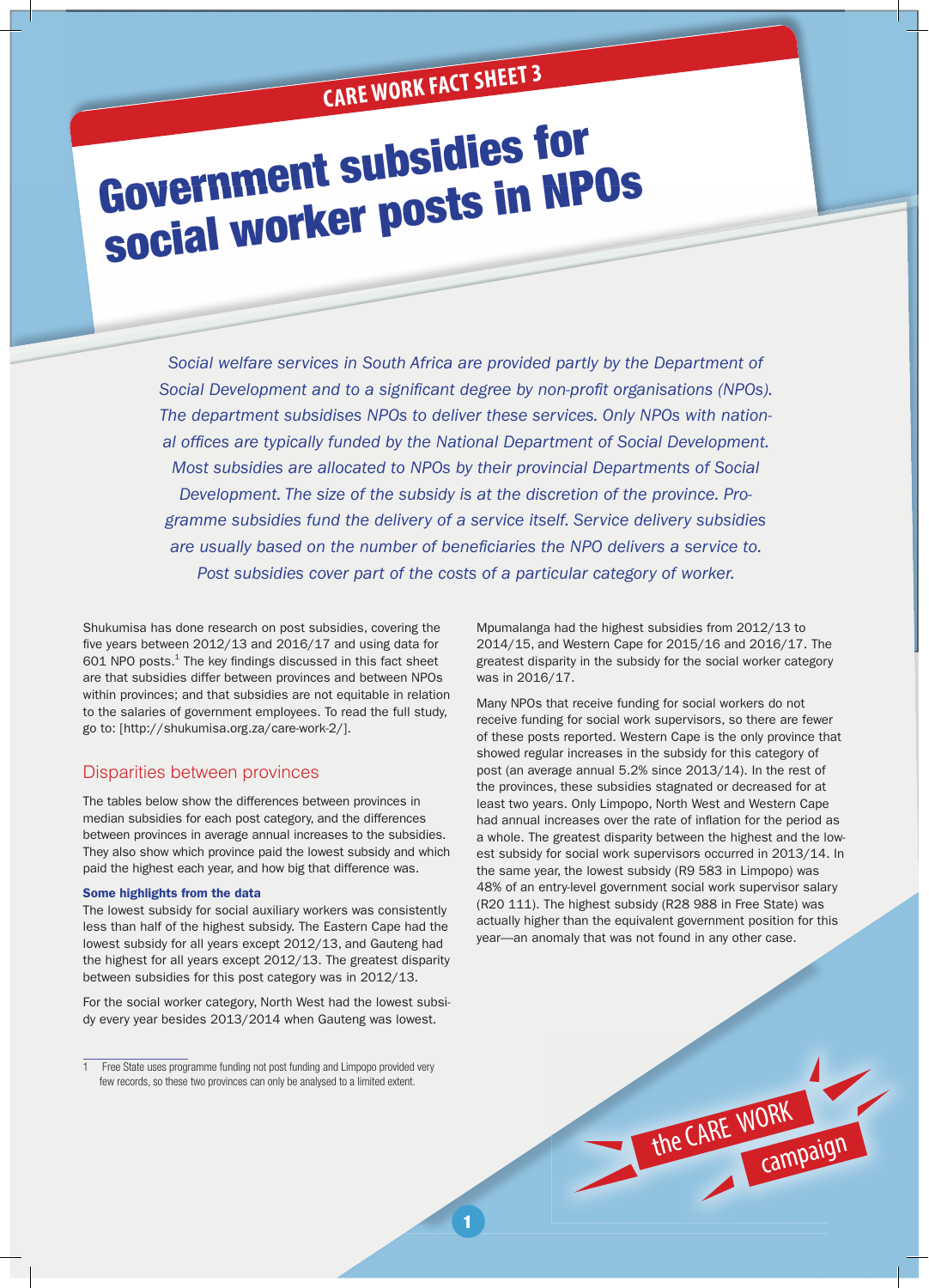CARE WORK FACT SHEET 3

# Government subsidies for social worker posts in NPOs

*Social welfare services in South Africa are provided partly by the Department of Social Development and to a significant degree by non-profit organisations (NPOs). The department subsidises NPOs to deliver these services. Only NPOs with national offices are typically funded by the National Department of Social Development. Most subsidies are allocated to NPOs by their provincial Departments of Social Development. The size of the subsidy is at the discretion of the province. Programme subsidies fund the delivery of a service itself. Service delivery subsidies are usually based on the number of beneficiaries the NPO delivers a service to. Post subsidies cover part of the costs of a particular category of worker.*

Shukumisa has done research on post subsidies, covering the five years between 2012/13 and 2016/17 and using data for 601 NPO posts.[1] The key findings discussed in this fact sheet are that subsidies differ between provinces and between NPOs within provinces; and that subsidies are not equitable in relation to the salaries of government employees. To read the full study, go to: [http://shukumisa.org.za/care-work-2/].

## Disparities between provinces

The tables below show the differences between provinces in median subsidies for each post category, and the differences between provinces in average annual increases to the subsidies. They also show which province paid the lowest subsidy and which paid the highest each year, and how big that difference was.

### Some highlights from the data

The lowest subsidy for social auxiliary workers was consistently less than half of the highest subsidy. The Eastern Cape had the lowest subsidy for all years except 2012/13, and Gauteng had the highest for all years except 2012/13. The greatest disparity between subsidies for this post category was in 2012/13.

For the social worker category, North West had the lowest subsidy every year besides 2013/2014 when Gauteng was lowest. Mpumalanga had the highest subsidies from 2012/13 to 2014/15, and Western Cape for 2015/16 and 2016/17. The greatest disparity in the subsidy for the social worker category was in 2016/17.

Many NPOs that receive funding for social workers do not receive funding for social work supervisors, so there are fewer of these posts reported. Western Cape is the only province that showed regular increases in the subsidy for this category of post (an average annual 5.2% since 2013/14). In the rest of the provinces, these subsidies stagnated or decreased for at least two years. Only Limpopo, North West and Western Cape had annual increases over the rate of inflation for the period as a whole. The greatest disparity between the highest and the lowest subsidy for social work supervisors occurred in 2013/14. In the same year, the lowest subsidy (R9 583 in Limpopo) was 48% of an entry-level government social work supervisor salary (R20 111). The highest subsidy (R28 988 in Free State) was actually higher than the equivalent government position for this year—an anomaly that was not found in any other case.

---

1 Free State uses programme funding not post funding and Limpopo provided very few records, so these two provinces can only be analysed to a limited extent.

the CARE WORK campaign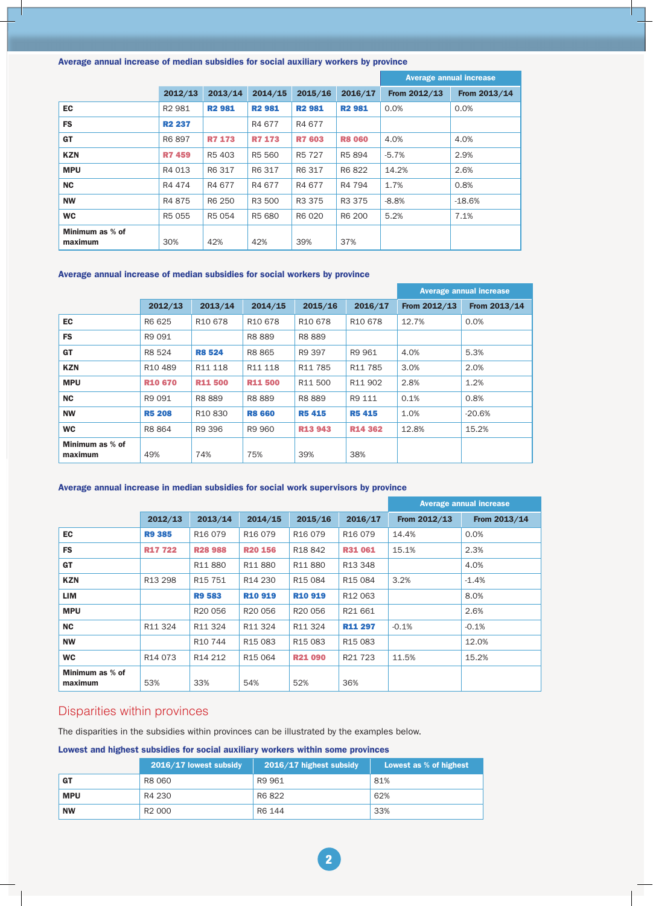**Average annual increase of median subsidies for social auxiliary workers by province**

| | 2012/13 | 2013/14 | 2014/15 | 2015/16 | 2016/17 | Average annual increase | |
|---|---|---|---|---|---|---|---|
| | | | | | | From 2012/13 | From 2013/14 |
| EC | R2 981 | **R2 981** | **R2 981** | **R2 981** | **R2 981** | 0.0% | 0.0% |
| FS | **R2 237** | | R4 677 | R4 677 | | | |
| GT | R6 897 | **R7 173** | **R7 173** | **R7 603** | **R8 060** | 4.0% | 4.0% |
| KZN | **R7 459** | R5 403 | R5 560 | R5 727 | R5 894 | -5.7% | 2.9% |
| MPU | R4 013 | R6 317 | R6 317 | R6 317 | R6 822 | 14.2% | 2.6% |
| NC | R4 474 | R4 677 | R4 677 | R4 677 | R4 794 | 1.7% | 0.8% |
| NW | R4 875 | R6 250 | R3 500 | R3 375 | R3 375 | -8.8% | -18.6% |
| WC | R5 055 | R5 054 | R5 680 | R6 020 | R6 200 | 5.2% | 7.1% |
| Minimum as % of maximum | 30% | 42% | 42% | 39% | 37% | | |

**Average annual increase of median subsidies for social workers by province**

| | 2012/13 | 2013/14 | 2014/15 | 2015/16 | 2016/17 | Average annual increase | |
|---|---|---|---|---|---|---|---|
| | | | | | | From 2012/13 | From 2013/14 |
| EC | R6 625 | R10 678 | R10 678 | R10 678 | R10 678 | 12.7% | 0.0% |
| FS | R9 091 | | R8 889 | R8 889 | | | |
| GT | R8 524 | **R8 524** | R8 865 | R9 397 | R9 961 | 4.0% | 5.3% |
| KZN | R10 489 | R11 118 | R11 118 | R11 785 | R11 785 | 3.0% | 2.0% |
| MPU | **R10 670** | **R11 500** | **R11 500** | R11 500 | R11 902 | 2.8% | 1.2% |
| NC | R9 091 | R8 889 | R8 889 | R8 889 | R9 111 | 0.1% | 0.8% |
| NW | **R5 208** | R10 830 | **R8 660** | **R5 415** | **R5 415** | 1.0% | -20.6% |
| WC | R8 864 | R9 396 | R9 960 | **R13 943** | **R14 362** | 12.8% | 15.2% |
| Minimum as % of maximum | 49% | 74% | 75% | 39% | 38% | | |

**Average annual increase in median subsidies for social work supervisors by province**

| | 2012/13 | 2013/14 | 2014/15 | 2015/16 | 2016/17 | Average annual increase | |
|---|---|---|---|---|---|---|---|
| | | | | | | From 2012/13 | From 2013/14 |
| EC | **R9 385** | R16 079 | R16 079 | R16 079 | R16 079 | 14.4% | 0.0% |
| FS | **R17 722** | **R28 988** | **R20 156** | R18 842 | **R31 061** | 15.1% | 2.3% |
| GT | | R11 880 | R11 880 | R11 880 | R13 348 | | 4.0% |
| KZN | R13 298 | R15 751 | R14 230 | R15 084 | R15 084 | 3.2% | -1.4% |
| LIM | | **R9 583** | **R10 919** | **R10 919** | R12 063 | | 8.0% |
| MPU | | R20 056 | R20 056 | R20 056 | R21 661 | | 2.6% |
| NC | R11 324 | R11 324 | R11 324 | R11 324 | **R11 297** | -0.1% | -0.1% |
| NW | | R10 744 | R15 083 | R15 083 | R15 083 | | 12.0% |
| WC | R14 073 | R14 212 | R15 064 | **R21 090** | R21 723 | 11.5% | 15.2% |
| Minimum as % of maximum | 53% | 33% | 54% | 52% | 36% | | |

## Disparities within provinces

The disparities in the subsidies within provinces can be illustrated by the examples below.

**Lowest and highest subsidies for social auxiliary workers within some provinces**

| | 2016/17 lowest subsidy | 2016/17 highest subsidy | Lowest as % of highest |
|---|---|---|---|
| GT | R8 060 | R9 961 | 81% |
| MPU | R4 230 | R6 822 | 62% |
| NW | R2 000 | R6 144 | 33% |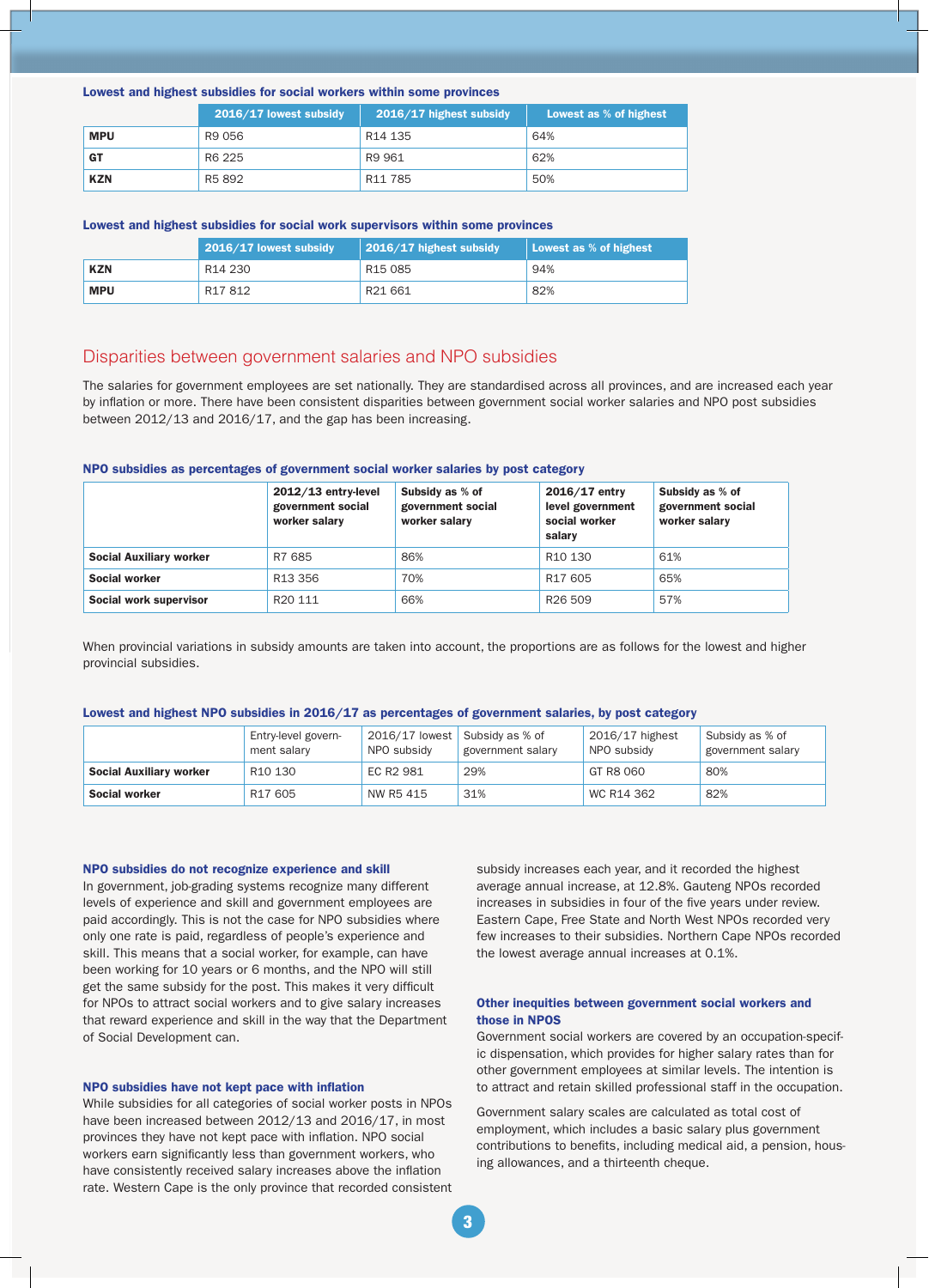**Lowest and highest subsidies for social workers within some provinces**

| | 2016/17 lowest subsidy | 2016/17 highest subsidy | Lowest as % of highest |
|---|---|---|---|
| **MPU** | R9 056 | R14 135 | 64% |
| **GT** | R6 225 | R9 961 | 62% |
| **KZN** | R5 892 | R11 785 | 50% |

**Lowest and highest subsidies for social work supervisors within some provinces**

| | 2016/17 lowest subsidy | 2016/17 highest subsidy | Lowest as % of highest |
|---|---|---|---|
| **KZN** | R14 230 | R15 085 | 94% |
| **MPU** | R17 812 | R21 661 | 82% |

## Disparities between government salaries and NPO subsidies

The salaries for government employees are set nationally. They are standardised across all provinces, and are increased each year by inflation or more. There have been consistent disparities between government social worker salaries and NPO post subsidies between 2012/13 and 2016/17, and the gap has been increasing.

**NPO subsidies as percentages of government social worker salaries by post category**

| | 2012/13 entry-level government social worker salary | Subsidy as % of government social worker salary | 2016/17 entry level government social worker salary | Subsidy as % of government social worker salary |
|---|---|---|---|---|
| **Social Auxiliary worker** | R7 685 | 86% | R10 130 | 61% |
| **Social worker** | R13 356 | 70% | R17 605 | 65% |
| **Social work supervisor** | R20 111 | 66% | R26 509 | 57% |

When provincial variations in subsidy amounts are taken into account, the proportions are as follows for the lowest and higher provincial subsidies.

**Lowest and highest NPO subsidies in 2016/17 as percentages of government salaries, by post category**

| | Entry-level government salary | 2016/17 lowest NPO subsidy | Subsidy as % of government salary | 2016/17 highest NPO subsidy | Subsidy as % of government salary |
|---|---|---|---|---|---|
| **Social Auxiliary worker** | R10 130 | EC R2 981 | 29% | GT R8 060 | 80% |
| **Social worker** | R17 605 | NW R5 415 | 31% | WC R14 362 | 82% |

### NPO subsidies do not recognize experience and skill

In government, job-grading systems recognize many different levels of experience and skill and government employees are paid accordingly. This is not the case for NPO subsidies where only one rate is paid, regardless of people's experience and skill. This means that a social worker, for example, can have been working for 10 years or 6 months, and the NPO will still get the same subsidy for the post. This makes it very difficult for NPOs to attract social workers and to give salary increases that reward experience and skill in the way that the Department of Social Development can.

### NPO subsidies have not kept pace with inflation

While subsidies for all categories of social worker posts in NPOs have been increased between 2012/13 and 2016/17, in most provinces they have not kept pace with inflation. NPO social workers earn significantly less than government workers, who have consistently received salary increases above the inflation rate. Western Cape is the only province that recorded consistent subsidy increases each year, and it recorded the highest average annual increase, at 12.8%. Gauteng NPOs recorded increases in subsidies in four of the five years under review. Eastern Cape, Free State and North West NPOs recorded very few increases to their subsidies. Northern Cape NPOs recorded the lowest average annual increases at 0.1%.

### Other inequities between government social workers and those in NPOS

Government social workers are covered by an occupation-specific dispensation, which provides for higher salary rates than for other government employees at similar levels. The intention is to attract and retain skilled professional staff in the occupation.

Government salary scales are calculated as total cost of employment, which includes a basic salary plus government contributions to benefits, including medical aid, a pension, housing allowances, and a thirteenth cheque.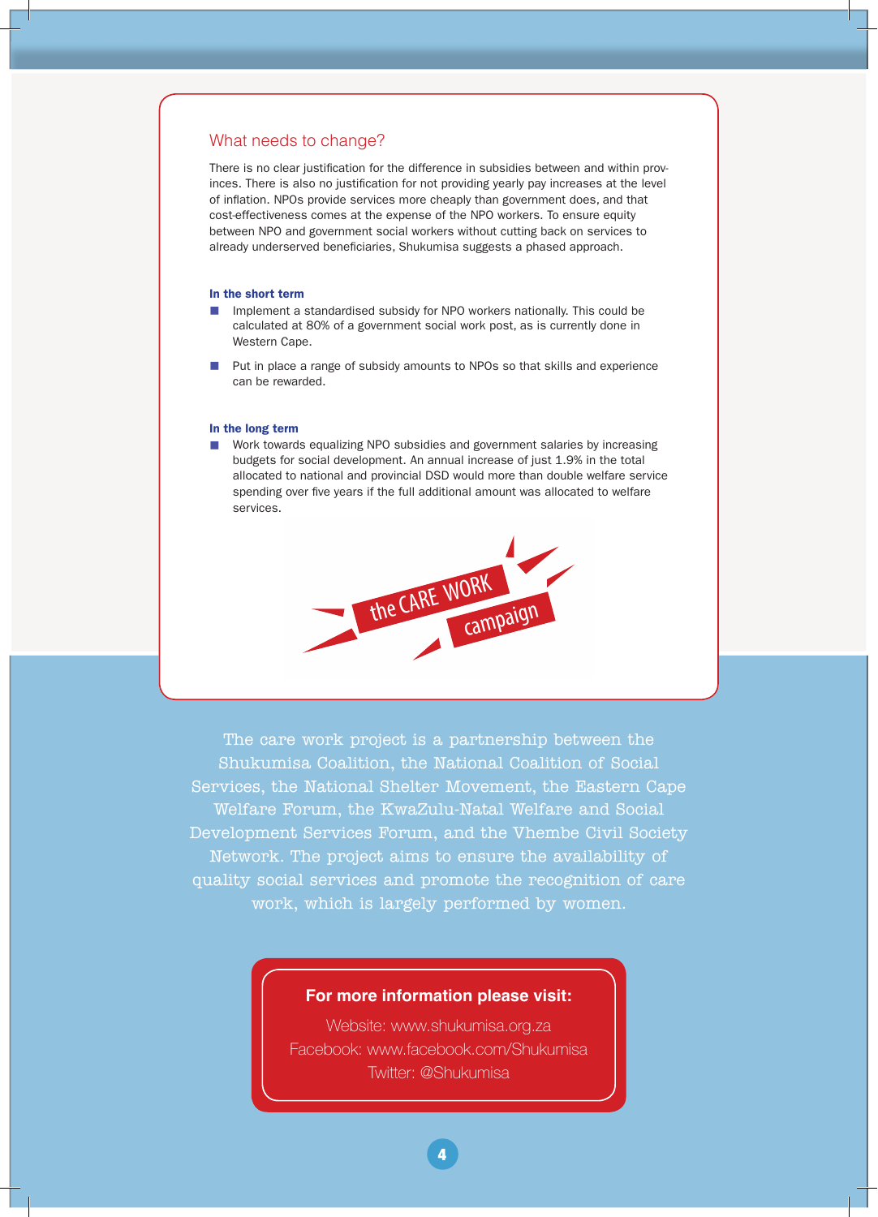## What needs to change?

There is no clear justification for the difference in subsidies between and within provinces. There is also no justification for not providing yearly pay increases at the level of inflation. NPOs provide services more cheaply than government does, and that cost-effectiveness comes at the expense of the NPO workers. To ensure equity between NPO and government social workers without cutting back on services to already underserved beneficiaries, Shukumisa suggests a phased approach.

**In the short term**

- Implement a standardised subsidy for NPO workers nationally. This could be calculated at 80% of a government social work post, as is currently done in Western Cape.
- Put in place a range of subsidy amounts to NPOs so that skills and experience can be rewarded.

**In the long term**

- Work towards equalizing NPO subsidies and government salaries by increasing budgets for social development. An annual increase of just 1.9% in the total allocated to national and provincial DSD would more than double welfare service spending over five years if the full additional amount was allocated to welfare services.

the CARE WORK campaign

The care work project is a partnership between the Shukumisa Coalition, the National Coalition of Social Services, the National Shelter Movement, the Eastern Cape Welfare Forum, the KwaZulu-Natal Welfare and Social Development Services Forum, and the Vhembe Civil Society Network. The project aims to ensure the availability of quality social services and promote the recognition of care work, which is largely performed by women.

**For more information please visit:**

Website: www.shukumisa.org.za
Facebook: www.facebook.com/Shukumisa
Twitter: @Shukumisa